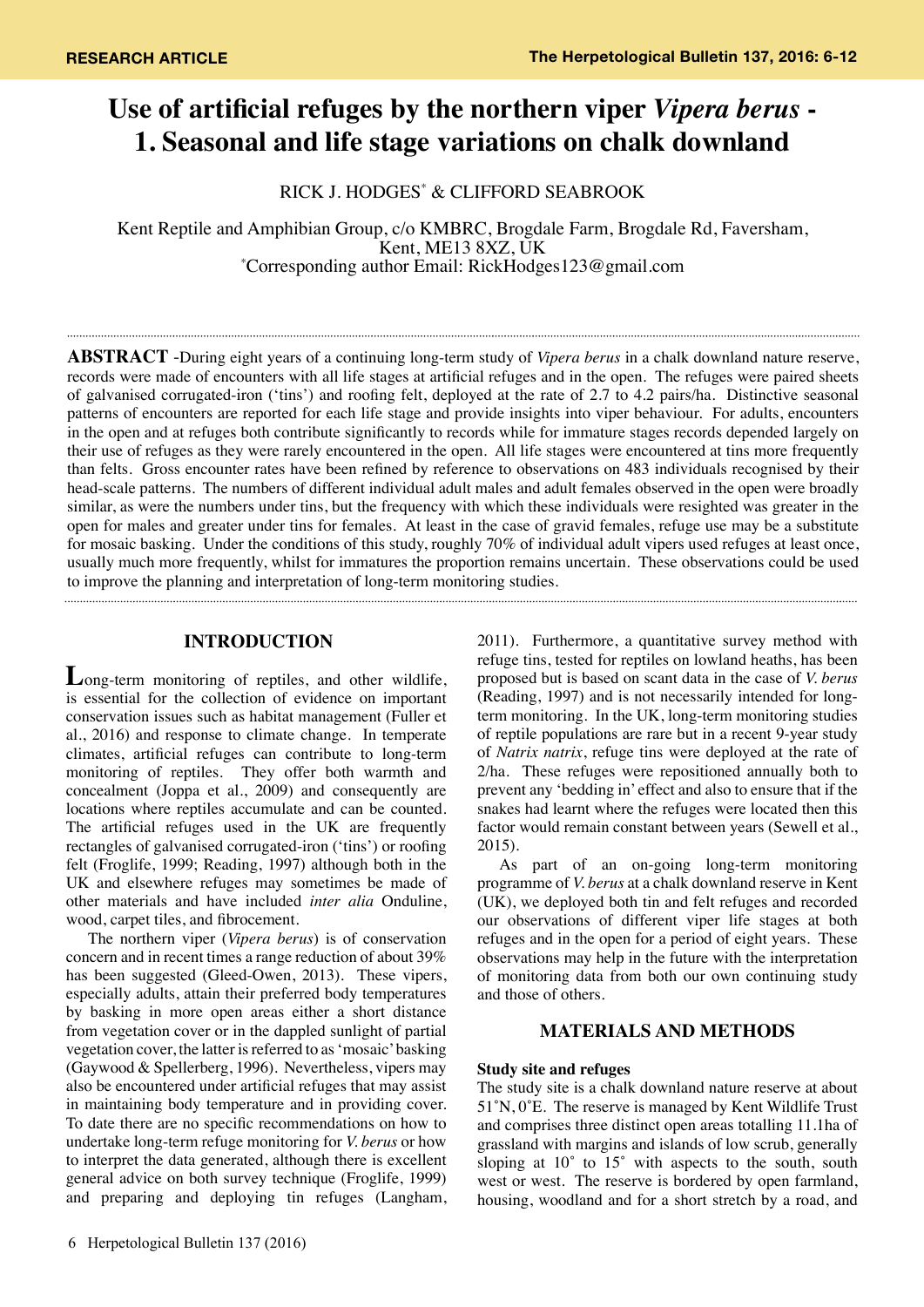RESEARCH ARTICLE

# Use of artificial refuges by the northern viper *Vipera berus* - 1. Seasonal and life stage variations on chalk downland

RICK J. HODGES* & CLIFFORD SEABROOK

Kent Reptile and Amphibian Group, c/o KMBRC, Brogdale Farm, Brogdale Rd, Faversham, Kent, ME13 8XZ, UK

*Corresponding author Email: RickHodges123@gmail.com

**ABSTRACT** -During eight years of a continuing long-term study of *Vipera berus* in a chalk downland nature reserve, records were made of encounters with all life stages at artificial refuges and in the open. The refuges were paired sheets of galvanised corrugated-iron ('tins') and roofing felt, deployed at the rate of 2.7 to 4.2 pairs/ha. Distinctive seasonal patterns of encounters are reported for each life stage and provide insights into viper behaviour. For adults, encounters in the open and at refuges both contribute significantly to records while for immature stages records depended largely on their use of refuges as they were rarely encountered in the open. All life stages were encountered at tins more frequently than felts. Gross encounter rates have been refined by reference to observations on 483 individuals recognised by their head-scale patterns. The numbers of different individual adult males and adult females observed in the open were broadly similar, as were the numbers under tins, but the frequency with which these individuals were resighted was greater in the open for males and greater under tins for females. At least in the case of gravid females, refuge use may be a substitute for mosaic basking. Under the conditions of this study, roughly 70% of individual adult vipers used refuges at least once, usually much more frequently, whilst for immatures the proportion remains uncertain. These observations could be used to improve the planning and interpretation of long-term monitoring studies.

## INTRODUCTION

Long-term monitoring of reptiles, and other wildlife, is essential for the collection of evidence on important conservation issues such as habitat management (Fuller et al., 2016) and response to climate change. In temperate climates, artificial refuges can contribute to long-term monitoring of reptiles. They offer both warmth and concealment (Joppa et al., 2009) and consequently are locations where reptiles accumulate and can be counted. The artificial refuges used in the UK are frequently rectangles of galvanised corrugated-iron ('tins') or roofing felt (Froglife, 1999; Reading, 1997) although both in the UK and elsewhere refuges may sometimes be made of other materials and have included *inter alia* Onduline, wood, carpet tiles, and fibrocement.

The northern viper (*Vipera berus*) is of conservation concern and in recent times a range reduction of about 39% has been suggested (Gleed-Owen, 2013). These vipers, especially adults, attain their preferred body temperatures by basking in more open areas either a short distance from vegetation cover or in the dappled sunlight of partial vegetation cover, the latter is referred to as 'mosaic' basking (Gaywood & Spellerberg, 1996). Nevertheless, vipers may also be encountered under artificial refuges that may assist in maintaining body temperature and in providing cover. To date there are no specific recommendations on how to undertake long-term refuge monitoring for *V. berus* or how to interpret the data generated, although there is excellent general advice on both survey technique (Froglife, 1999) and preparing and deploying tin refuges (Langham, 2011). Furthermore, a quantitative survey method with refuge tins, tested for reptiles on lowland heaths, has been proposed but is based on scant data in the case of *V. berus* (Reading, 1997) and is not necessarily intended for long-term monitoring. In the UK, long-term monitoring studies of reptile populations are rare but in a recent 9-year study of *Natrix natrix*, refuge tins were deployed at the rate of 2/ha. These refuges were repositioned annually both to prevent any 'bedding in' effect and also to ensure that if the snakes had learnt where the refuges were located then this factor would remain constant between years (Sewell et al., 2015).

As part of an on-going long-term monitoring programme of *V. berus* at a chalk downland nature reserve in Kent (UK), we deployed both tin and felt refuges and recorded our observations of different viper life stages at both refuges and in the open for a period of eight years. These observations may help in the future with the interpretation of monitoring data from both our own continuing study and those of others.

## MATERIALS AND METHODS

### Study site and refuges

The study site is a chalk downland nature reserve at about 51˚N, 0˚E. The reserve is managed by Kent Wildlife Trust and comprises three distinct open areas totalling 11.1ha of grassland with margins and islands of low scrub, generally sloping at 10˚ to 15˚ with aspects to the south, south west or west. The reserve is bordered by open farmland, housing, woodland and for a short stretch by a road, and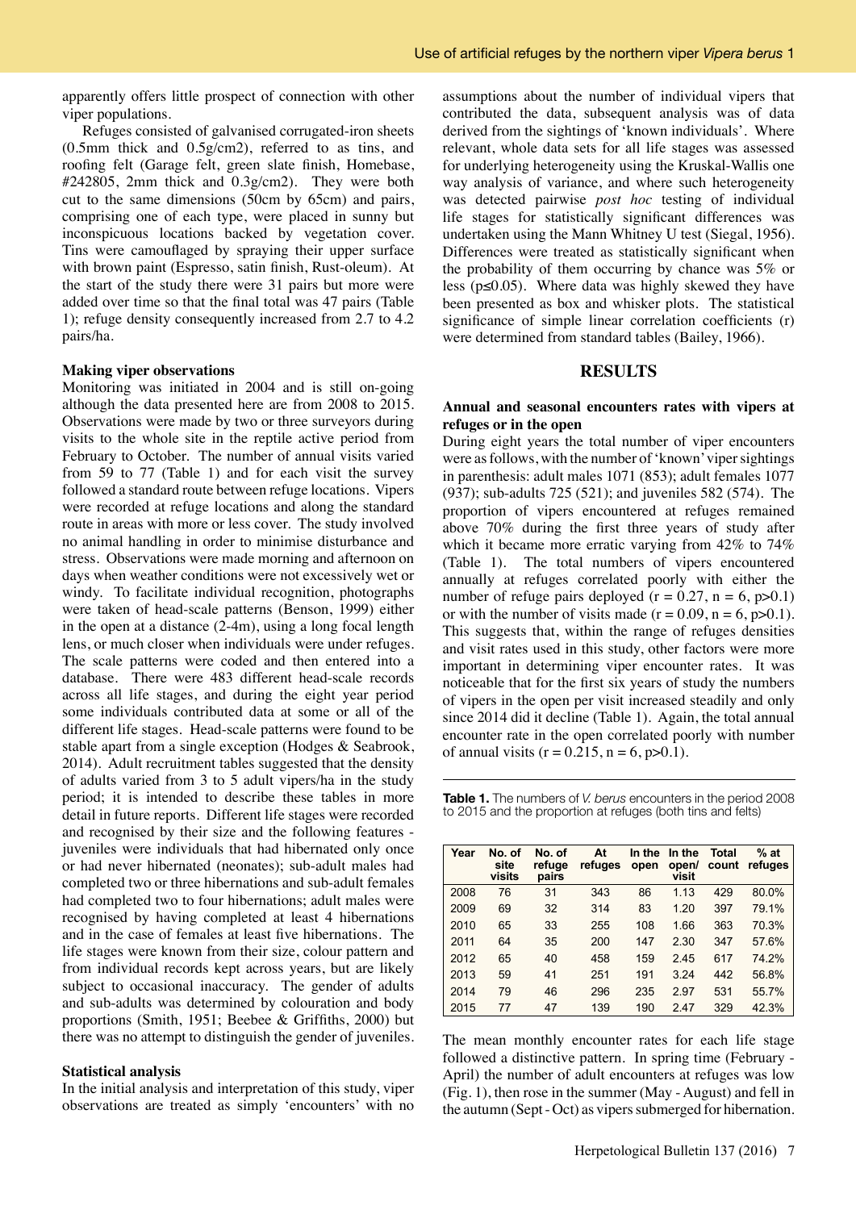apparently offers little prospect of connection with other viper populations.

Refuges consisted of galvanised corrugated-iron sheets (0.5mm thick and 0.5g/cm2), referred to as tins, and roofing felt (Garage felt, green slate finish, Homebase, #242805, 2mm thick and 0.3g/cm2). They were both cut to the same dimensions (50cm by 65cm) and pairs, comprising one of each type, were placed in sunny but inconspicuous locations backed by vegetation cover. Tins were camouflaged by spraying their upper surface with brown paint (Espresso, satin finish, Rust-oleum). At the start of the study there were 31 pairs but more were added over time so that the final total was 47 pairs (Table 1); refuge density consequently increased from 2.7 to 4.2 pairs/ha.

**Making viper observations**

Monitoring was initiated in 2004 and is still on-going although the data presented here are from 2008 to 2015. Observations were made by two or three surveyors during visits to the whole site in the reptile active period from February to October. The number of annual visits varied from 59 to 77 (Table 1) and for each visit the survey followed a standard route between refuge locations. Vipers were recorded at refuge locations and along the standard route in areas with more or less cover. The study involved no animal handling in order to minimise disturbance and stress. Observations were made morning and afternoon on days when weather conditions were not excessively wet or windy. To facilitate individual recognition, photographs were taken of head-scale patterns (Benson, 1999) either in the open at a distance (2-4m), using a long focal length lens, or much closer when individuals were under refuges. The scale patterns were coded and then entered into a database. There were 483 different head-scale records across all life stages, and during the eight year period some individuals contributed data at some or all of the different life stages. Head-scale patterns were found to be stable apart from a single exception (Hodges & Seabrook, 2014). Adult recruitment tables suggested that the density of adults varied from 3 to 5 adult vipers/ha in the study period; it is intended to describe these tables in more detail in future reports. Different life stages were recorded and recognised by their size and the following features - juveniles were individuals that had hibernated only once or had never hibernated (neonates); sub-adult males had completed two or three hibernations and sub-adult females had completed two to four hibernations; adult males were recognised by having completed at least 4 hibernations and in the case of females at least five hibernations. The life stages were known from their size, colour pattern and from individual records kept across years, but are likely subject to occasional inaccuracy. The gender of adults and sub-adults was determined by colouration and body proportions (Smith, 1951; Beebee & Griffiths, 2000) but there was no attempt to distinguish the gender of juveniles.

**Statistical analysis**

In the initial analysis and interpretation of this study, viper observations are treated as simply 'encounters' with no assumptions about the number of individual vipers that contributed the data, subsequent analysis was of data derived from the sightings of 'known individuals'. Where relevant, whole data sets for all life stages was assessed for underlying heterogeneity using the Kruskal-Wallis one way analysis of variance, and where such heterogeneity was detected pairwise *post hoc* testing of individual life stages for statistically significant differences was undertaken using the Mann Whitney U test (Siegal, 1956). Differences were treated as statistically significant when the probability of them occurring by chance was 5% or less ($p \leq 0.05$). Where data was highly skewed they have been presented as box and whisker plots. The statistical significance of simple linear correlation coefficients (r) were determined from standard tables (Bailey, 1966).

## RESULTS

**Annual and seasonal encounters rates with vipers at refuges or in the open**

During eight years the total number of viper encounters were as follows, with the number of 'known' viper sightings in parenthesis: adult males 1071 (853); adult females 1077 (937); sub-adults 725 (521); and juveniles 582 (574). The proportion of vipers encountered at refuges remained above 70% during the first three years of study after which it became more erratic varying from 42% to 74% (Table 1). The total numbers of vipers encountered annually at refuges correlated poorly with either the number of refuge pairs deployed ($r = 0.27$, $n = 6$, $p>0.1$) or with the number of visits made ($r = 0.09$, $n = 6$, $p>0.1$). This suggests that, within the range of refuges densities and visit rates used in this study, other factors were more important in determining viper encounter rates. It was noticeable that for the first six years of study the numbers of vipers in the open per visit increased steadily and only since 2014 did it decline (Table 1). Again, the total annual encounter rate in the open correlated poorly with number of annual visits ($r = 0.215$, $n = 6$, $p>0.1$).

**Table 1.** The numbers of *V. berus* encounters in the period 2008 to 2015 and the proportion at refuges (both tins and felts)

| Year | No. of site visits | No. of refuge pairs | At refuges | In the open | In the open/ visit | Total count | % at refuges |
|---|---|---|---|---|---|---|---|
| 2008 | 76 | 31 | 343 | 86 | 1.13 | 429 | 80.0% |
| 2009 | 69 | 32 | 314 | 83 | 1.20 | 397 | 79.1% |
| 2010 | 65 | 33 | 255 | 108 | 1.66 | 363 | 70.3% |
| 2011 | 64 | 35 | 200 | 147 | 2.30 | 347 | 57.6% |
| 2012 | 65 | 40 | 458 | 159 | 2.45 | 617 | 74.2% |
| 2013 | 59 | 41 | 251 | 191 | 3.24 | 442 | 56.8% |
| 2014 | 79 | 46 | 296 | 235 | 2.97 | 531 | 55.7% |
| 2015 | 77 | 47 | 139 | 190 | 2.47 | 329 | 42.3% |

The mean monthly encounter rates for each life stage followed a distinctive pattern. In spring time (February - April) the number of adult encounters at refuges was low (Fig. 1), then rose in the summer (May - August) and fell in the autumn (Sept - Oct) as vipers submerged for hibernation.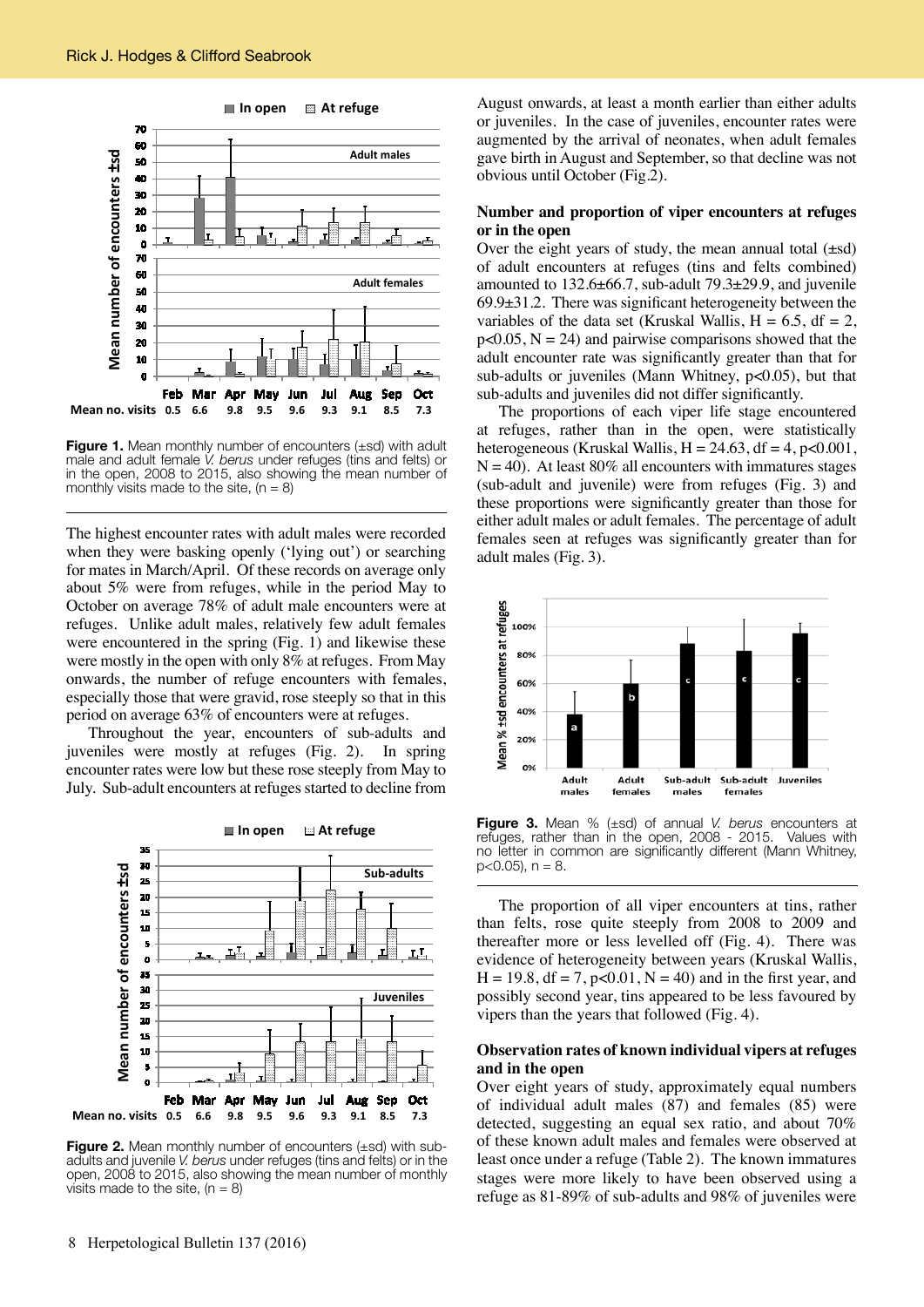**Figure 1.** Mean monthly number of encounters (±sd) with adult male and adult female *V. berus* under refuges (tins and felts) or in the open, 2008 to 2015, also showing the mean number of monthly visits made to the site, (n = 8)

The highest encounter rates with adult males were recorded when they were basking openly ('lying out') or searching for mates in March/April. Of these records on average only about 5% were from refuges, while in the period May to October on average 78% of adult male encounters were at refuges. Unlike adult males, relatively few adult females were encountered in the spring (Fig. 1) and likewise these were mostly in the open with only 8% at refuges. From May onwards, the number of refuge encounters with females, especially those that were gravid, rose steeply so that in this period on average 63% of encounters were at refuges.

Throughout the year, encounters of sub-adults and juveniles were mostly at refuges (Fig. 2). In spring encounter rates were low but these rose steeply from May to July. Sub-adult encounters at refuges started to decline from August onwards, at least a month earlier than either adults or juveniles. In the case of juveniles, encounter rates were augmented by the arrival of neonates, when adult females gave birth in August and September, so that decline was not obvious until October (Fig.2).

**Figure 2.** Mean monthly number of encounters (±sd) with sub-adults and juvenile *V. berus* under refuges (tins and felts) or in the open, 2008 to 2015, also showing the mean number of monthly visits made to the site, (n = 8)

### Number and proportion of viper encounters at refuges or in the open

Over the eight years of study, the mean annual total (±sd) of adult encounters at refuges (tins and felts combined) amounted to 132.6±66.7, sub-adult 79.3±29.9, and juvenile 69.9±31.2. There was significant heterogeneity between the variables of the data set (Kruskal Wallis, $H = 6.5$, $df = 2$, $p<0.05$, $N = 24$) and pairwise comparisons showed that the adult encounter rate was significantly greater than that for sub-adults or juveniles (Mann Whitney, $p<0.05$), but that sub-adults and juveniles did not differ significantly.

The proportions of each viper life stage encountered at refuges, rather than in the open, were statistically heterogeneous (Kruskal Wallis, $H = 24.63$, $df = 4$, $p<0.001$, $N = 40$). At least 80% all encounters with immatures stages (sub-adult and juvenile) were from refuges (Fig. 3) and these proportions were significantly greater than those for either adult males or adult females. The percentage of adult females seen at refuges was significantly greater than for adult males (Fig. 3).

**Figure 3.** Mean % (±sd) of annual *V. berus* encounters at refuges, rather than in the open, 2008 - 2015. Values with no letter in common are significantly different (Mann Whitney, $p<0.05$), n = 8.

The proportion of all viper encounters at tins, rather than felts, rose quite steeply from 2008 to 2009 and thereafter more or less levelled off (Fig. 4). There was evidence of heterogeneity between years (Kruskal Wallis, $H = 19.8$, $df = 7$, $p<0.01$, $N = 40$) and in the first year, and possibly second year, tins appeared to be less favoured by vipers than the years that followed (Fig. 4).

### Observation rates of known individual vipers at refuges and in the open

Over eight years of study, approximately equal numbers of individual adult males (87) and females (85) were detected, suggesting an equal sex ratio, and about 70% of these known adult males and females were observed at least once under a refuge (Table 2). The known immatures stages were more likely to have been observed using a refuge as 81-89% of sub-adults and 98% of juveniles were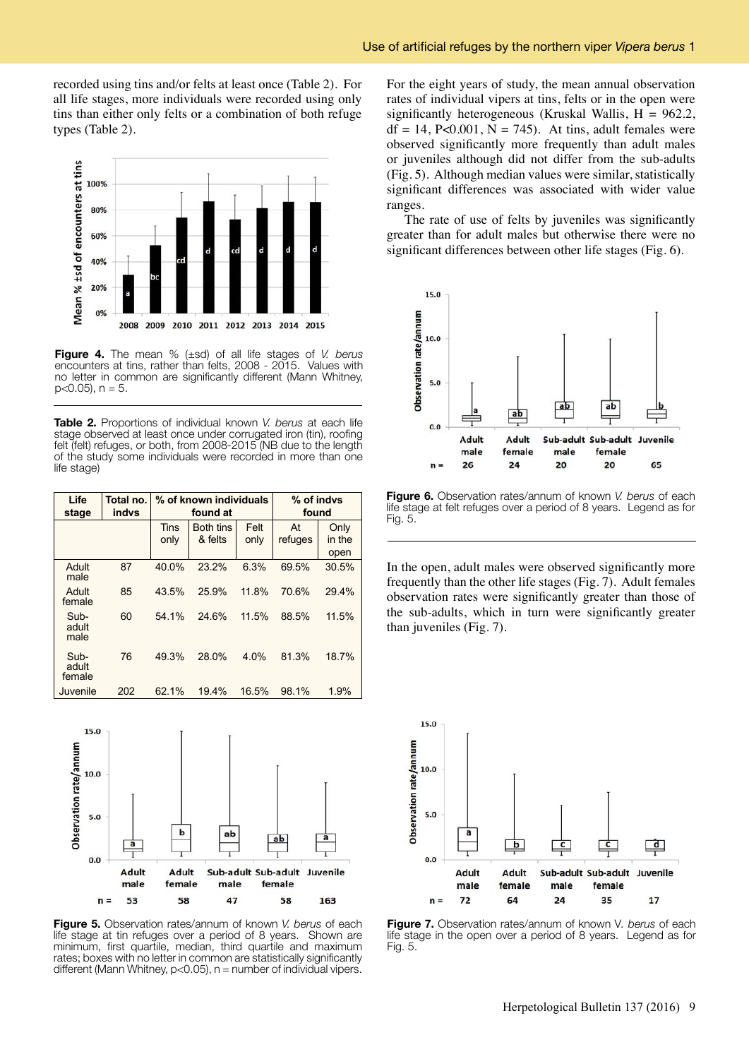recorded using tins and/or felts at least once (Table 2). For all life stages, more individuals were recorded using only tins than either only felts or a combination of both refuge types (Table 2).

**Figure 4.** The mean % (±sd) of all life stages of *V. berus* encounters at tins, rather than felts, 2008 - 2015. Values with no letter in common are significantly different (Mann Whitney, p<0.05), n = 5.

**Table 2.** Proportions of individual known *V. berus* at each life stage observed at least once under corrugated iron (tin), roofing felt (felt) refuges, or both, from 2008-2015 (NB due to the length of the study some individuals were recorded in more than one life stage)

| Life stage | Total no. indvs | % of known individuals found at | | | % of indvs found | |
|---|---|---|---|---|---|---|
| | | Tins only | Both tins & felts | Felt only | At refuges | Only in the open |
| Adult male | 87 | 40.0% | 23.2% | 6.3% | 69.5% | 30.5% |
| Adult female | 85 | 43.5% | 25.9% | 11.8% | 70.6% | 29.4% |
| Sub-adult male | 60 | 54.1% | 24.6% | 11.5% | 88.5% | 11.5% |
| Sub-adult female | 76 | 49.3% | 28.0% | 4.0% | 81.3% | 18.7% |
| Juvenile | 202 | 62.1% | 19.4% | 16.5% | 98.1% | 1.9% |

For the eight years of study, the mean annual observation rates of individual vipers at tins, felts or in the open were significantly heterogeneous (Kruskal Wallis, H = 962.2, df = 14, P<0.001, N = 745). At tins, adult females were observed significantly more frequently than adult males or juveniles although did not differ from the sub-adults (Fig. 5). Although median values were similar, statistically significant differences was associated with wider value ranges.

The rate of use of felts by juveniles was significantly greater than for adult males but otherwise there were no significant differences between other life stages (Fig. 6).

**Figure 6.** Observation rates/annum of known *V. berus* of each life stage at felt refuges over a period of 8 years. Legend as for Fig. 5.

In the open, adult males were observed significantly more frequently than the other life stages (Fig. 7). Adult females observation rates were significantly greater than those of the sub-adults, which in turn were significantly greater than juveniles (Fig. 7).

**Figure 5.** Observation rates/annum of known *V. berus* of each life stage at tin refuges over a period of 8 years. Shown are minimum, first quartile, median, third quartile and maximum rates; boxes with no letter in common are statistically significantly different (Mann Whitney, p<0.05), n = number of individual vipers.

**Figure 7.** Observation rates/annum of known V. *berus* of each life stage in the open over a period of 8 years. Legend as for Fig. 5.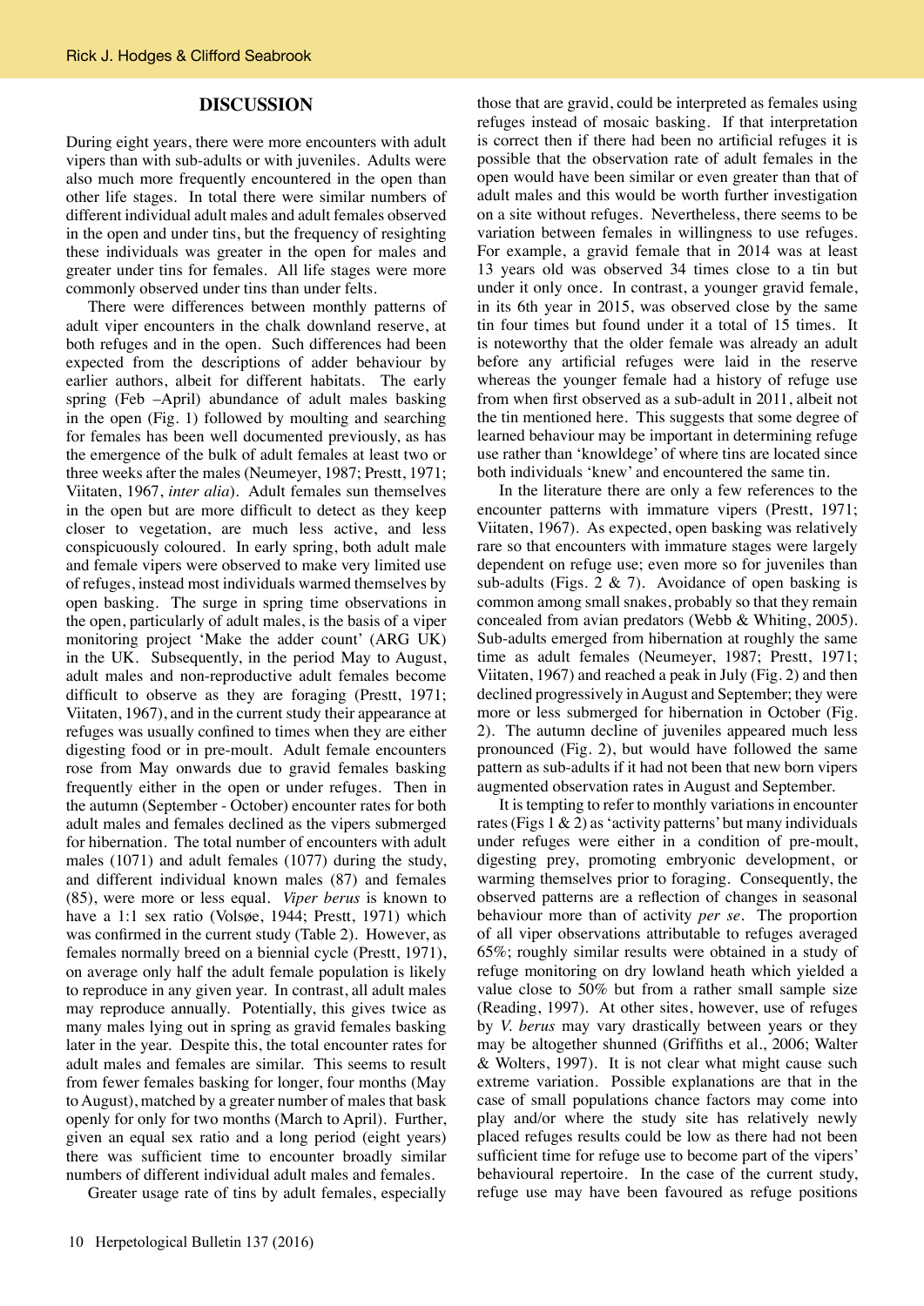## DISCUSSION

During eight years, there were more encounters with adult vipers than with sub-adults or with juveniles. Adults were also much more frequently encountered in the open than other life stages. In total there were similar numbers of different individual adult males and adult females observed in the open and under tins, but the frequency of resighting these individuals was greater in the open for males and greater under tins for females. All life stages were more commonly observed under tins than under felts.

There were differences between monthly patterns of adult viper encounters in the chalk downland reserve, at both refuges and in the open. Such differences had been expected from the descriptions of adder behaviour by earlier authors, albeit for different habitats. The early spring (Feb –April) abundance of adult males basking in the open (Fig. 1) followed by moulting and searching for females has been well documented previously, as has the emergence of the bulk of adult females at least two or three weeks after the males (Neumeyer, 1987; Prestt, 1971; Viitaten, 1967, *inter alia*). Adult females sun themselves in the open but are more difficult to detect as they keep closer to vegetation, are much less active, and less conspicuously coloured. In early spring, both adult male and female vipers were observed to make very limited use of refuges, instead most individuals warmed themselves by open basking. The surge in spring time observations in the open, particularly of adult males, is the basis of a viper monitoring project 'Make the adder count' (ARG UK) in the UK. Subsequently, in the period May to August, adult males and non-reproductive adult females become difficult to observe as they are foraging (Prestt, 1971; Viitaten, 1967), and in the current study their appearance at refuges was usually confined to times when they are either digesting food or in pre-moult. Adult female encounters rose from May onwards due to gravid females basking frequently either in the open or under refuges. Then in the autumn (September - October) encounter rates for both adult males and females declined as the vipers submerged for hibernation. The total number of encounters with adult males (1071) and adult females (1077) during the study, and different individual known males (87) and females (85), were more or less equal. *Viper berus* is known to have a 1:1 sex ratio (Volsøe, 1944; Prestt, 1971) which was confirmed in the current study (Table 2). However, as females normally breed on a biennial cycle (Prestt, 1971), on average only half the adult female population is likely to reproduce in any given year. In contrast, all adult males may reproduce annually. Potentially, this gives twice as many males lying out in spring as gravid females basking later in the year. Despite this, the total encounter rates for adult males and females are similar. This seems to result from fewer females basking for longer, four months (May to August), matched by a greater number of males that bask openly for only for two months (March to April). Further, given an equal sex ratio and a long period (eight years) there was sufficient time to encounter broadly similar numbers of different individual adult males and females.

Greater usage rate of tins by adult females, especially those that are gravid, could be interpreted as females using refuges instead of mosaic basking. If that interpretation is correct then if there had been no artificial refuges it is possible that the observation rate of adult females in the open would have been similar or even greater than that of adult males and this would be worth further investigation on a site without refuges. Nevertheless, there seems to be variation between females in willingness to use refuges. For example, a gravid female that in 2014 was at least 13 years old was observed 34 times close to a tin but under it only once. In contrast, a younger gravid female, in its 6th year in 2015, was observed close by the same tin four times but found under it a total of 15 times. It is noteworthy that the older female was already an adult before any artificial refuges were laid in the reserve whereas the younger female had a history of refuge use from when first observed as a sub-adult in 2011, albeit not the tin mentioned here. This suggests that some degree of learned behaviour may be important in determining refuge use rather than 'knowldege' of where tins are located since both individuals 'knew' and encountered the same tin.

In the literature there are only a few references to the encounter patterns with immature vipers (Prestt, 1971; Viitaten, 1967). As expected, open basking was relatively rare so that encounters with immature stages were largely dependent on refuge use; even more so for juveniles than sub-adults (Figs. 2 & 7). Avoidance of open basking is common among small snakes, probably so that they remain concealed from avian predators (Webb & Whiting, 2005). Sub-adults emerged from hibernation at roughly the same time as adult females (Neumeyer, 1987; Prestt, 1971; Viitaten, 1967) and reached a peak in July (Fig. 2) and then declined progressively in August and September; they were more or less submerged for hibernation in October (Fig. 2). The autumn decline of juveniles appeared much less pronounced (Fig. 2), but would have followed the same pattern as sub-adults if it had not been that new born vipers augmented observation rates in August and September.

It is tempting to refer to monthly variations in encounter rates (Figs 1 & 2) as 'activity patterns' but many individuals under refuges were either in a condition of pre-moult, digesting prey, promoting embryonic development, or warming themselves prior to foraging. Consequently, the observed patterns are a reflection of changes in seasonal behaviour more than of activity *per se*. The proportion of all viper observations attributable to refuges averaged 65%; roughly similar results were obtained in a study of refuge monitoring on dry lowland heath which yielded a value close to 50% but from a rather small sample size (Reading, 1997). At other sites, however, use of refuges by *V. berus* may vary drastically between years or they may be altogether shunned (Griffiths et al., 2006; Walter & Wolters, 1997). It is not clear what might cause such extreme variation. Possible explanations are that in the case of small populations chance factors may come into play and/or where the study site has relatively newly placed refuges results could be low as there had not been sufficient time for refuge use to become part of the vipers' behavioural repertoire. In the case of the current study, refuge use may have been favoured as refuge positions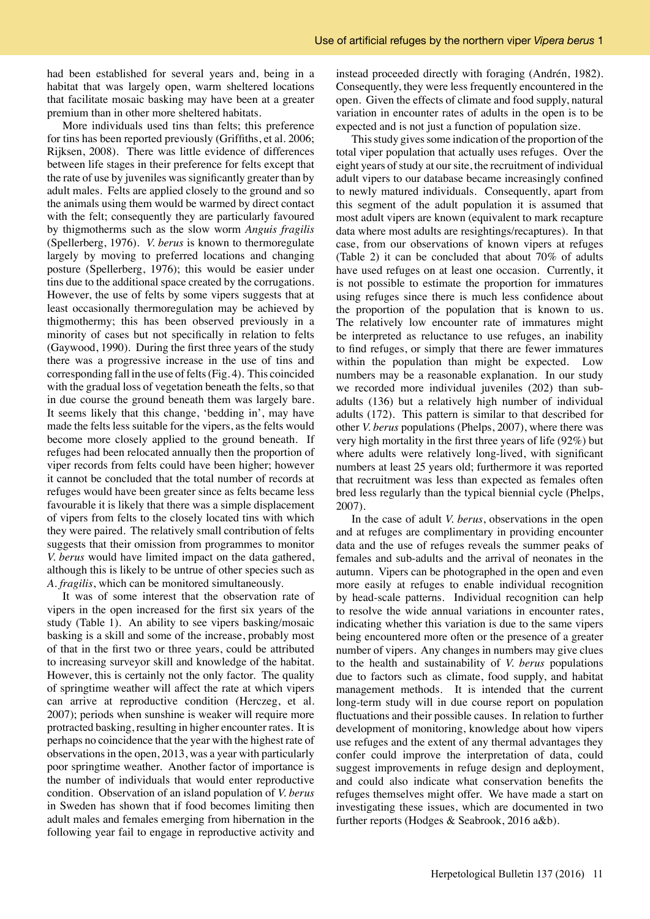had been established for several years and, being in a habitat that was largely open, warm sheltered locations that facilitate mosaic basking may have been at a greater premium than in other more sheltered habitats.

More individuals used tins than felts; this preference for tins has been reported previously (Griffiths, et al. 2006; Rijksen, 2008). There was little evidence of differences between life stages in their preference for felts except that the rate of use by juveniles was significantly greater than by adult males. Felts are applied closely to the ground and so the animals using them would be warmed by direct contact with the felt; consequently they are particularly favoured by thigmotherms such as the slow worm *Anguis fragilis* (Spellerberg, 1976). *V. berus* is known to thermoregulate largely by moving to preferred locations and changing posture (Spellerberg, 1976); this would be easier under tins due to the additional space created by the corrugations. However, the use of felts by some vipers suggests that at least occasionally thermoregulation may be achieved by thigmothermy; this has been observed previously in a minority of cases but not specifically in relation to felts (Gaywood, 1990). During the first three years of the study there was a progressive increase in the use of tins and corresponding fall in the use of felts (Fig. 4). This coincided with the gradual loss of vegetation beneath the felts, so that in due course the ground beneath them was largely bare. It seems likely that this change, 'bedding in', may have made the felts less suitable for the vipers, as the felts would become more closely applied to the ground beneath. If refuges had been relocated annually then the proportion of viper records from felts could have been higher; however it cannot be concluded that the total number of records at refuges would have been greater since as felts became less favourable it is likely that there was a simple displacement of vipers from felts to the closely located tins with which they were paired. The relatively small contribution of felts suggests that their omission from programmes to monitor *V. berus* would have limited impact on the data gathered, although this is likely to be untrue of other species such as *A. fragilis*, which can be monitored simultaneously.

It was of some interest that the observation rate of vipers in the open increased for the first six years of the study (Table 1). An ability to see vipers basking/mosaic basking is a skill and some of the increase, probably most of that in the first two or three years, could be attributed to increasing surveyor skill and knowledge of the habitat. However, this is certainly not the only factor. The quality of springtime weather will affect the rate at which vipers can arrive at reproductive condition (Herczeg, et al. 2007); periods when sunshine is weaker will require more protracted basking, resulting in higher encounter rates. It is perhaps no coincidence that the year with the highest rate of observations in the open, 2013, was a year with particularly poor springtime weather. Another factor of importance is the number of individuals that would enter reproductive condition. Observation of an island population of *V. berus* in Sweden has shown that if food becomes limiting then adult males and females emerging from hibernation in the following year fail to engage in reproductive activity and instead proceeded directly with foraging (Andrén, 1982). Consequently, they were less frequently encountered in the open. Given the effects of climate and food supply, natural variation in encounter rates of adults in the open is to be expected and is not just a function of population size.

This study gives some indication of the proportion of the total viper population that actually uses refuges. Over the eight years of study at our site, the recruitment of individual adult vipers to our database became increasingly confined to newly matured individuals. Consequently, apart from this segment of the adult population it is assumed that most adult vipers are known (equivalent to mark recapture data where most adults are resightings/recaptures). In that case, from our observations of known vipers at refuges (Table 2) it can be concluded that about 70% of adults have used refuges on at least one occasion. Currently, it is not possible to estimate the proportion for immatures using refuges since there is much less confidence about the proportion of the population that is known to us. The relatively low encounter rate of immatures might be interpreted as reluctance to use refuges, an inability to find refuges, or simply that there are fewer immatures within the population than might be expected. Low numbers may be a reasonable explanation. In our study we recorded more individual juveniles (202) than sub-adults (136) but a relatively high number of individual adults (172). This pattern is similar to that described for other *V. berus* populations (Phelps, 2007), where there was very high mortality in the first three years of life (92%) but where adults were relatively long-lived, with significant numbers at least 25 years old; furthermore it was reported that recruitment was less than expected as females often bred less regularly than the typical biennial cycle (Phelps, 2007).

In the case of adult *V. berus*, observations in the open and at refuges are complimentary in providing encounter data and the use of refuges reveals the summer peaks of females and sub-adults and the arrival of neonates in the autumn. Vipers can be photographed in the open and even more easily at refuges to enable individual recognition by head-scale patterns. Individual recognition can help to resolve the wide annual variations in encounter rates, indicating whether this variation is due to the same vipers being encountered more often or the presence of a greater number of vipers. Any changes in numbers may give clues to the health and sustainability of *V. berus* populations due to factors such as climate, food supply, and habitat management methods. It is intended that the current long-term study will in due course report on population fluctuations and their possible causes. In relation to further development of monitoring, knowledge about how vipers use refuges and the extent of any thermal advantages they confer could improve the interpretation of data, could suggest improvements in refuge design and deployment, and could also indicate what conservation benefits the refuges themselves might offer. We have made a start on investigating these issues, which are documented in two further reports (Hodges & Seabrook, 2016 a&b).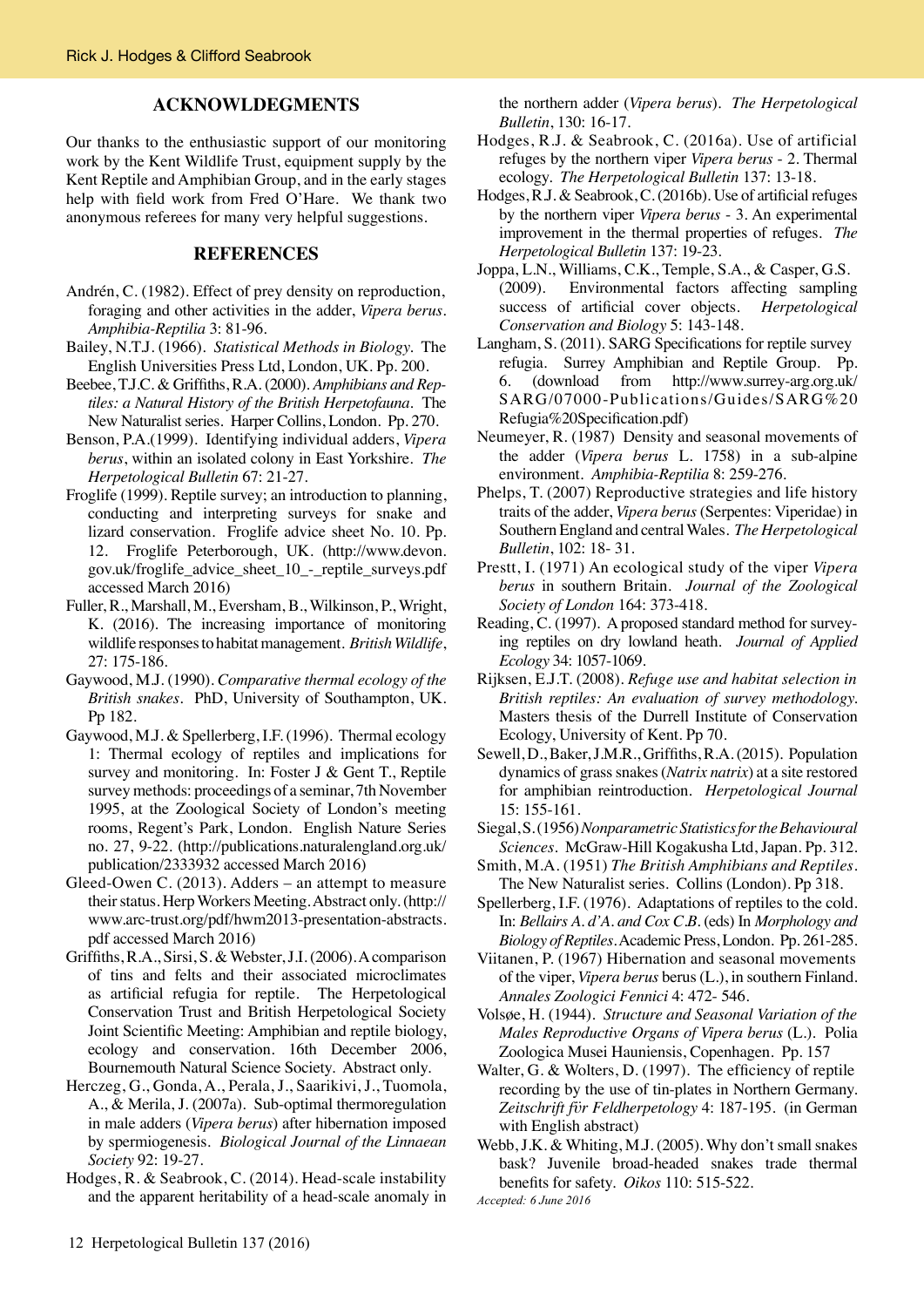## ACKNOWLDEGMENTS

Our thanks to the enthusiastic support of our monitoring work by the Kent Wildlife Trust, equipment supply by the Kent Reptile and Amphibian Group, and in the early stages help with field work from Fred O'Hare. We thank two anonymous referees for many very helpful suggestions.

## REFERENCES

Andrén, C. (1982). Effect of prey density on reproduction, foraging and other activities in the adder, *Vipera berus*. *Amphibia-Reptilia* 3: 81-96.

Bailey, N.T.J. (1966). *Statistical Methods in Biology*. The English Universities Press Ltd, London, UK. Pp. 200.

Beebee, T.J.C. & Griffiths, R.A. (2000). *Amphibians and Reptiles: a Natural History of the British Herpetofauna*. The New Naturalist series. Harper Collins, London. Pp. 270.

Benson, P.A.(1999). Identifying individual adders, *Vipera berus*, within an isolated colony in East Yorkshire. *The Herpetological Bulletin* 67: 21-27.

Froglife (1999). Reptile survey; an introduction to planning, conducting and interpreting surveys for snake and lizard conservation. Froglife advice sheet No. 10. Pp. 12. Froglife Peterborough, UK. (http://www.devon.gov.uk/froglife_advice_sheet_10_-_reptile_surveys.pdf accessed March 2016)

Fuller, R., Marshall, M., Eversham, B., Wilkinson, P., Wright, K. (2016). The increasing importance of monitoring wildlife responses to habitat management. *British Wildlife*, 27: 175-186.

Gaywood, M.J. (1990). *Comparative thermal ecology of the British snakes*. PhD, University of Southampton, UK. Pp 182.

Gaywood, M.J. & Spellerberg, I.F. (1996). Thermal ecology 1: Thermal ecology of reptiles and implications for survey and monitoring. In: Foster J & Gent T., Reptile survey methods: proceedings of a seminar, 7th November 1995, at the Zoological Society of London's meeting rooms, Regent's Park, London. English Nature Series no. 27, 9-22. (http://publications.naturalengland.org.uk/publication/2333932 accessed March 2016)

Gleed-Owen C. (2013). Adders – an attempt to measure their status. Herp Workers Meeting. Abstract only. (http://www.arc-trust.org/pdf/hwm2013-presentation-abstracts.pdf accessed March 2016)

Griffiths, R.A., Sirsi, S. & Webster, J.I. (2006). A comparison of tins and felts and their associated microclimates as artificial refugia for reptile. The Herpetological Conservation Trust and British Herpetological Society Joint Scientific Meeting: Amphibian and reptile biology, ecology and conservation. 16th December 2006, Bournemouth Natural Science Society. Abstract only.

Herczeg, G., Gonda, A., Perala, J., Saarikivi, J., Tuomola, A., & Merila, J. (2007a). Sub-optimal thermoregulation in male adders (*Vipera berus*) after hibernation imposed by spermiogenesis. *Biological Journal of the Linnaean Society* 92: 19-27.

Hodges, R. & Seabrook, C. (2014). Head-scale instability and the apparent heritability of a head-scale anomaly in the northern adder (*Vipera berus*). *The Herpetological Bulletin*, 130: 16-17.

Hodges, R.J. & Seabrook, C. (2016a). Use of artificial refuges by the northern viper *Vipera berus* - 2. Thermal ecology. *The Herpetological Bulletin* 137: 13-18.

Hodges, R.J. & Seabrook, C. (2016b). Use of artificial refuges by the northern viper *Vipera berus* - 3. An experimental improvement in the thermal properties of refuges. *The Herpetological Bulletin* 137: 19-23.

Joppa, L.N., Williams, C.K., Temple, S.A., & Casper, G.S. (2009). Environmental factors affecting sampling success of artificial cover objects. *Herpetological Conservation and Biology* 5: 143-148.

Langham, S. (2011). SARG Specifications for reptile survey refugia. Surrey Amphibian and Reptile Group. Pp. 6. (download from http://www.surrey-arg.org.uk/SARG/07000-Publications/Guides/SARG%20Refugia%20Specification.pdf)

Neumeyer, R. (1987) Density and seasonal movements of the adder (*Vipera berus* L. 1758) in a sub-alpine environment. *Amphibia-Reptilia* 8: 259-276.

Phelps, T. (2007) Reproductive strategies and life history traits of the adder, *Vipera berus* (Serpentes: Viperidae) in Southern England and central Wales. *The Herpetological Bulletin*, 102: 18- 31.

Prestt, I. (1971) An ecological study of the viper *Vipera berus* in southern Britain. *Journal of the Zoological Society of London* 164: 373-418.

Reading, C. (1997). A proposed standard method for surveying reptiles on dry lowland heath. *Journal of Applied Ecology* 34: 1057-1069.

Rijksen, E.J.T. (2008). *Refuge use and habitat selection in British reptiles: An evaluation of survey methodology*. Masters thesis of the Durrell Institute of Conservation Ecology, University of Kent. Pp 70.

Sewell, D., Baker, J.M.R., Griffiths, R.A. (2015). Population dynamics of grass snakes (*Natrix natrix*) at a site restored for amphibian reintroduction. *Herpetological Journal* 15: 155-161.

Siegal, S. (1956) *Nonparametric Statistics for the Behavioural Sciences*. McGraw-Hill Kogakusha Ltd, Japan. Pp. 312.

Smith, M.A. (1951) *The British Amphibians and Reptiles*. The New Naturalist series. Collins (London). Pp 318.

Spellerberg, I.F. (1976). Adaptations of reptiles to the cold. In: *Bellairs A. d'A. and Cox C.B.* (eds) In *Morphology and Biology of Reptiles*. Academic Press, London. Pp. 261-285.

Viitanen, P. (1967) Hibernation and seasonal movements of the viper, *Vipera berus* berus (L.), in southern Finland. *Annales Zoologici Fennici* 4: 472- 546.

Volsøe, H. (1944). *Structure and Seasonal Variation of the Males Reproductive Organs of Vipera berus* (L.). Polia Zoologica Musei Hauniensis, Copenhagen. Pp. 157

Walter, G. & Wolters, D. (1997). The efficiency of reptile recording by the use of tin-plates in Northern Germany. *Zeitschrift fϋr Feldherpetology* 4: 187-195. (in German with English abstract)

Webb, J.K. & Whiting, M.J. (2005). Why don't small snakes bask? Juvenile broad-headed snakes trade thermal benefits for safety. *Oikos* 110: 515-522.

*Accepted: 6 June 2016*